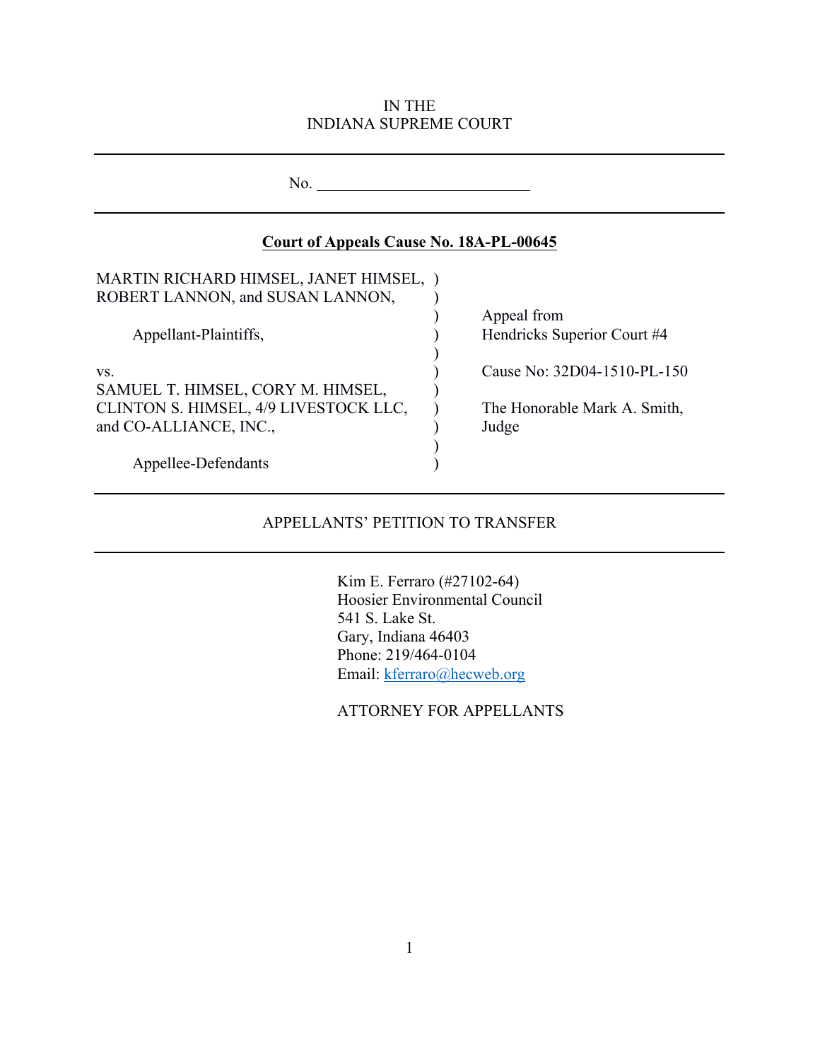IN THE
INDIANA SUPREME COURT

---

No. ___________________________

---

**Court of Appeals Cause No. 18A-PL-00645**

| | | |
|---|---|---|
| MARTIN RICHARD HIMSEL, JANET HIMSEL, ROBERT LANNON, and SUSAN LANNON, | ) | |
| | ) | Appeal from |
| Appellant-Plaintiffs, | ) | Hendricks Superior Court #4 |
| | ) | |
| vs. | ) | Cause No: 32D04-1510-PL-150 |
| SAMUEL T. HIMSEL, CORY M. HIMSEL, CLINTON S. HIMSEL, 4/9 LIVESTOCK LLC, and CO-ALLIANCE, INC., | ) | The Honorable Mark A. Smith, Judge |
| | ) | |
| Appellee-Defendants | ) | |

---

APPELLANTS' PETITION TO TRANSFER

---

Kim E. Ferraro (#27102-64)
Hoosier Environmental Council
541 S. Lake St.
Gary, Indiana 46403
Phone: 219/464-0104
Email: kferraro@hecweb.org

ATTORNEY FOR APPELLANTS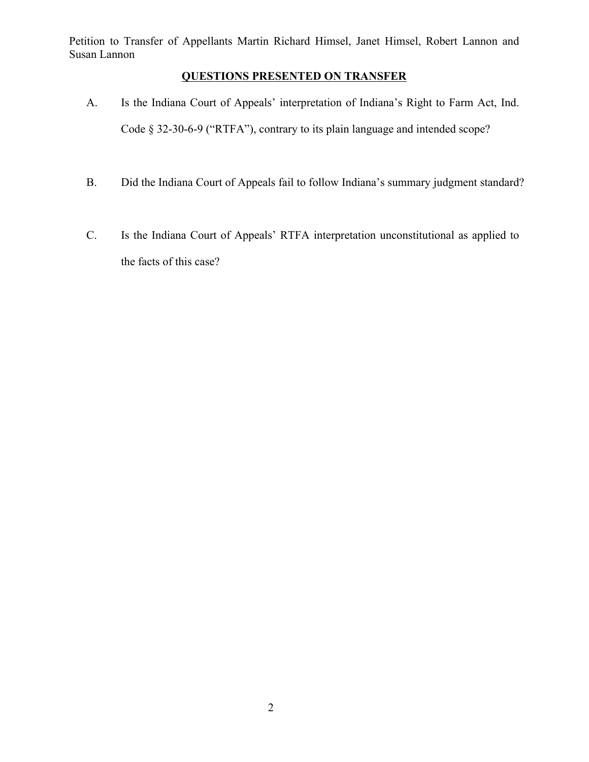## QUESTIONS PRESENTED ON TRANSFER

A. Is the Indiana Court of Appeals' interpretation of Indiana's Right to Farm Act, Ind. Code § 32-30-6-9 ("RTFA"), contrary to its plain language and intended scope?

B. Did the Indiana Court of Appeals fail to follow Indiana's summary judgment standard?

C. Is the Indiana Court of Appeals' RTFA interpretation unconstitutional as applied to the facts of this case?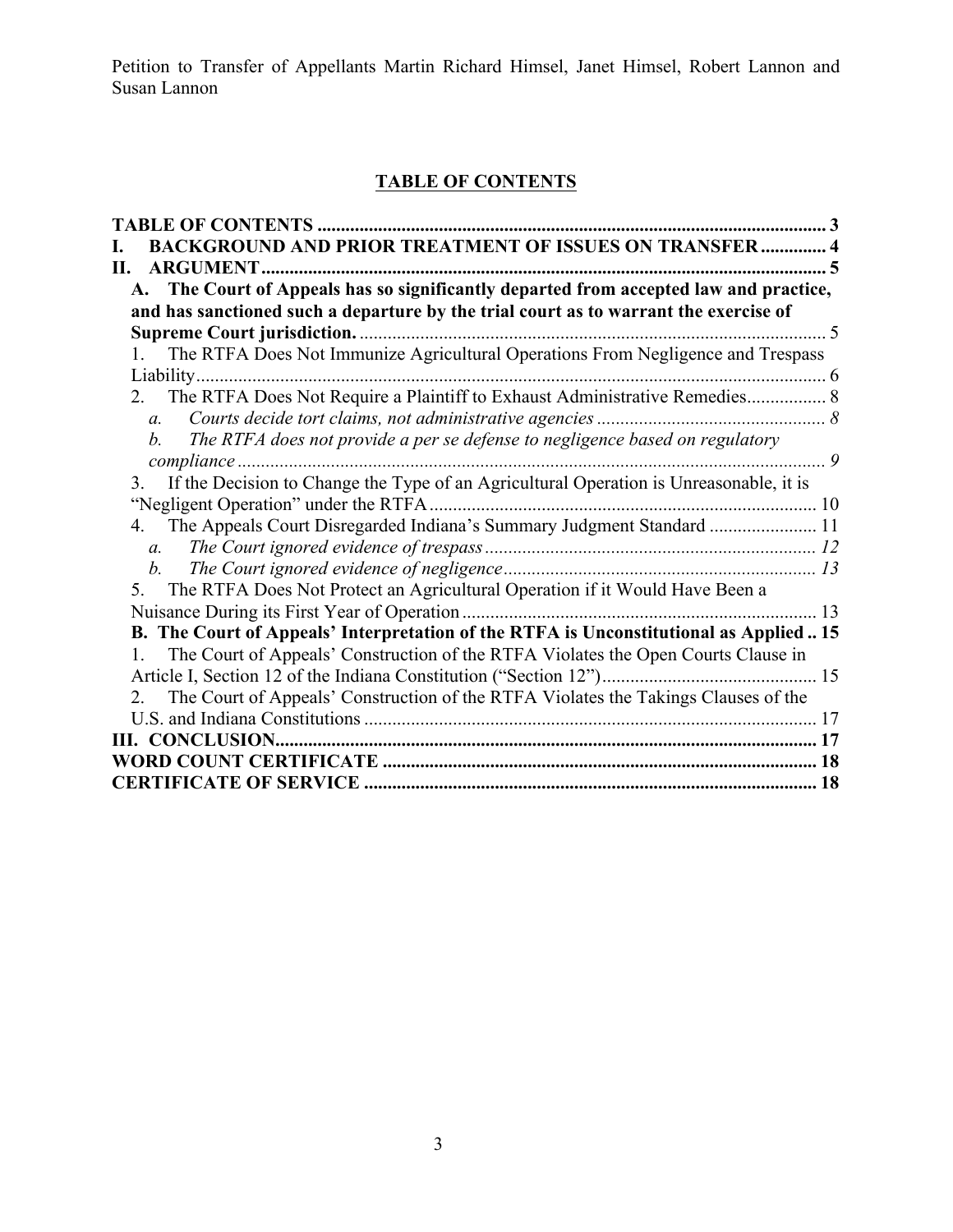## TABLE OF CONTENTS

**TABLE OF CONTENTS** ..... **3**

**I. BACKGROUND AND PRIOR TREATMENT OF ISSUES ON TRANSFER** ..... **4**

**II. ARGUMENT** ..... **5**

- **A. The Court of Appeals has so significantly departed from accepted law and practice, and has sanctioned such a departure by the trial court as to warrant the exercise of Supreme Court jurisdiction.** ..... 5
  1. The RTFA Does Not Immunize Agricultural Operations From Negligence and Trespass Liability ..... 6
  2. The RTFA Does Not Require a Plaintiff to Exhaust Administrative Remedies ..... 8
     - *a. Courts decide tort claims, not administrative agencies* ..... *8*
     - *b. The RTFA does not provide a per se defense to negligence based on regulatory compliance* ..... *9*
  3. If the Decision to Change the Type of an Agricultural Operation is Unreasonable, it is "Negligent Operation" under the RTFA ..... 10
  4. The Appeals Court Disregarded Indiana's Summary Judgment Standard ..... 11
     - *a. The Court ignored evidence of trespass* ..... *12*
     - *b. The Court ignored evidence of negligence* ..... *13*
  5. The RTFA Does Not Protect an Agricultural Operation if it Would Have Been a Nuisance During its First Year of Operation ..... 13
- **B. The Court of Appeals' Interpretation of the RTFA is Unconstitutional as Applied** .. **15**
  1. The Court of Appeals' Construction of the RTFA Violates the Open Courts Clause in Article I, Section 12 of the Indiana Constitution ("Section 12") ..... 15
  2. The Court of Appeals' Construction of the RTFA Violates the Takings Clauses of the U.S. and Indiana Constitutions ..... 17

**III. CONCLUSION** ..... **17**

**WORD COUNT CERTIFICATE** ..... **18**

**CERTIFICATE OF SERVICE** ..... **18**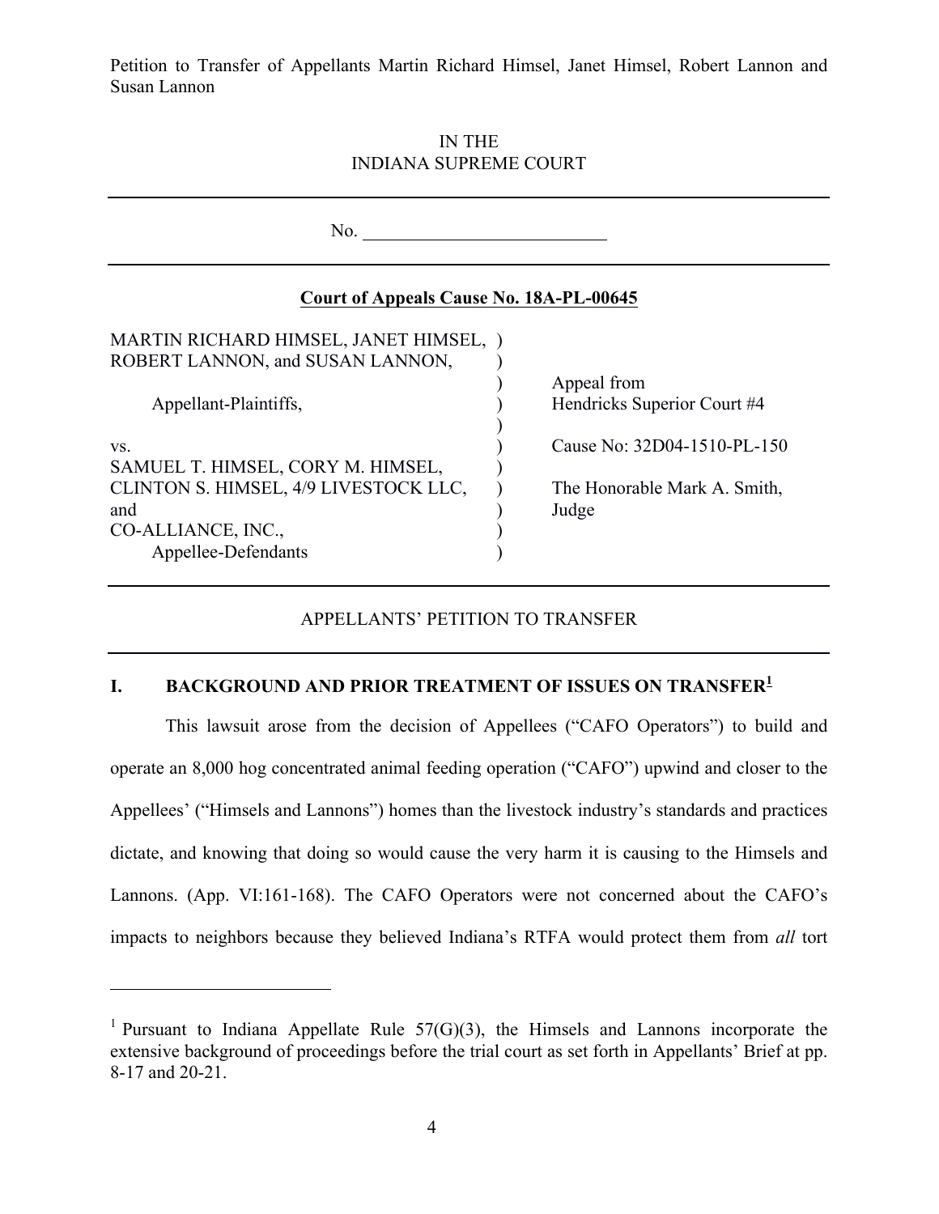Petition to Transfer of Appellants Martin Richard Himsel, Janet Himsel, Robert Lannon and Susan Lannon

IN THE
INDIANA SUPREME COURT

---

No. ___________________________

---

**Court of Appeals Cause No. 18A-PL-00645**

| | |
|---|---|
| MARTIN RICHARD HIMSEL, JANET HIMSEL, ROBERT LANNON, and SUSAN LANNON, | |
| Appellant-Plaintiffs, | Appeal from Hendricks Superior Court #4 |
| vs. | Cause No: 32D04-1510-PL-150 |
| SAMUEL T. HIMSEL, CORY M. HIMSEL, CLINTON S. HIMSEL, 4/9 LIVESTOCK LLC, and CO-ALLIANCE, INC., | The Honorable Mark A. Smith, Judge |
| Appellee-Defendants | |

---

APPELLANTS' PETITION TO TRANSFER

---

## I. BACKGROUND AND PRIOR TREATMENT OF ISSUES ON TRANSFER[1]

This lawsuit arose from the decision of Appellees ("CAFO Operators") to build and operate an 8,000 hog concentrated animal feeding operation ("CAFO") upwind and closer to the Appellees' ("Himsels and Lannons") homes than the livestock industry's standards and practices dictate, and knowing that doing so would cause the very harm it is causing to the Himsels and Lannons. (App. VI:161-168). The CAFO Operators were not concerned about the CAFO's impacts to neighbors because they believed Indiana's RTFA would protect them from *all* tort

---

[1] Pursuant to Indiana Appellate Rule 57(G)(3), the Himsels and Lannons incorporate the extensive background of proceedings before the trial court as set forth in Appellants' Brief at pp. 8-17 and 20-21.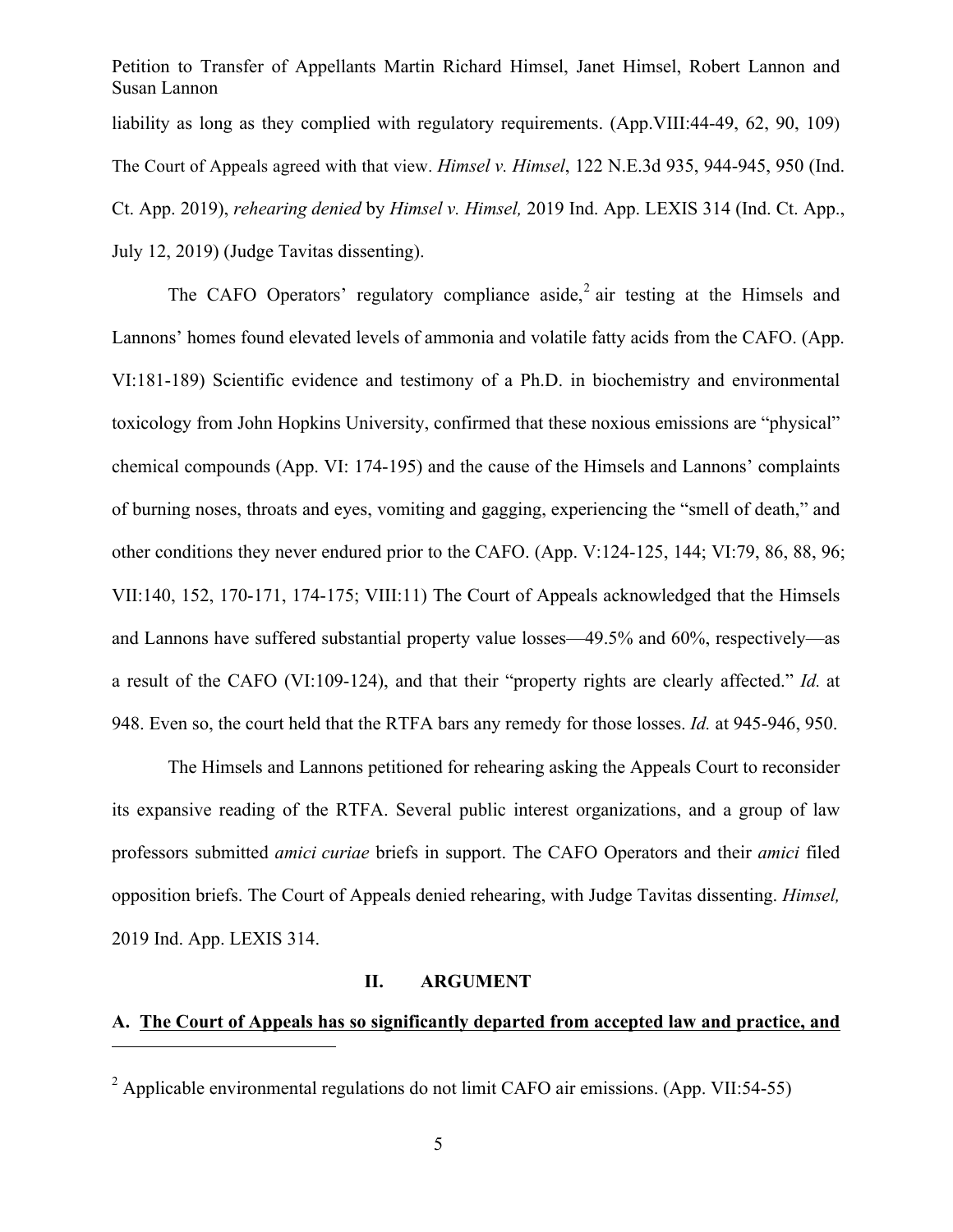liability as long as they complied with regulatory requirements. (App.VIII:44-49, 62, 90, 109) The Court of Appeals agreed with that view. *Himsel v. Himsel*, 122 N.E.3d 935, 944-945, 950 (Ind. Ct. App. 2019), *rehearing denied* by *Himsel v. Himsel,* 2019 Ind. App. LEXIS 314 (Ind. Ct. App., July 12, 2019) (Judge Tavitas dissenting).

The CAFO Operators' regulatory compliance aside,[2] air testing at the Himsels and Lannons' homes found elevated levels of ammonia and volatile fatty acids from the CAFO. (App. VI:181-189) Scientific evidence and testimony of a Ph.D. in biochemistry and environmental toxicology from John Hopkins University, confirmed that these noxious emissions are "physical" chemical compounds (App. VI: 174-195) and the cause of the Himsels and Lannons' complaints of burning noses, throats and eyes, vomiting and gagging, experiencing the "smell of death," and other conditions they never endured prior to the CAFO. (App. V:124-125, 144; VI:79, 86, 88, 96; VII:140, 152, 170-171, 174-175; VIII:11) The Court of Appeals acknowledged that the Himsels and Lannons have suffered substantial property value losses—49.5% and 60%, respectively—as a result of the CAFO (VI:109-124), and that their "property rights are clearly affected." *Id.* at 948. Even so, the court held that the RTFA bars any remedy for those losses. *Id.* at 945-946, 950.

The Himsels and Lannons petitioned for rehearing asking the Appeals Court to reconsider its expansive reading of the RTFA. Several public interest organizations, and a group of law professors submitted *amici curiae* briefs in support. The CAFO Operators and their *amici* filed opposition briefs. The Court of Appeals denied rehearing, with Judge Tavitas dissenting. *Himsel,* 2019 Ind. App. LEXIS 314.

## II. ARGUMENT

### A. <u>The Court of Appeals has so significantly departed from accepted law and practice, and</u>

[2] Applicable environmental regulations do not limit CAFO air emissions. (App. VII:54-55)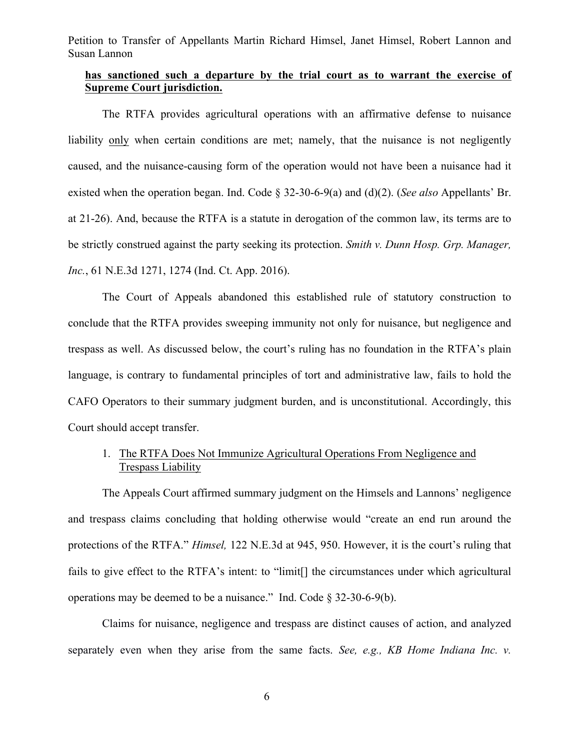**has sanctioned such a departure by the trial court as to warrant the exercise of Supreme Court jurisdiction.**

The RTFA provides agricultural operations with an affirmative defense to nuisance liability only when certain conditions are met; namely, that the nuisance is not negligently caused, and the nuisance-causing form of the operation would not have been a nuisance had it existed when the operation began. Ind. Code § 32-30-6-9(a) and (d)(2). (*See also* Appellants' Br. at 21-26). And, because the RTFA is a statute in derogation of the common law, its terms are to be strictly construed against the party seeking its protection. *Smith v. Dunn Hosp. Grp. Manager, Inc.*, 61 N.E.3d 1271, 1274 (Ind. Ct. App. 2016).

The Court of Appeals abandoned this established rule of statutory construction to conclude that the RTFA provides sweeping immunity not only for nuisance, but negligence and trespass as well. As discussed below, the court's ruling has no foundation in the RTFA's plain language, is contrary to fundamental principles of tort and administrative law, fails to hold the CAFO Operators to their summary judgment burden, and is unconstitutional. Accordingly, this Court should accept transfer.

1. The RTFA Does Not Immunize Agricultural Operations From Negligence and Trespass Liability

The Appeals Court affirmed summary judgment on the Himsels and Lannons' negligence and trespass claims concluding that holding otherwise would "create an end run around the protections of the RTFA." *Himsel,* 122 N.E.3d at 945, 950. However, it is the court's ruling that fails to give effect to the RTFA's intent: to "limit[] the circumstances under which agricultural operations may be deemed to be a nuisance." Ind. Code § 32-30-6-9(b).

Claims for nuisance, negligence and trespass are distinct causes of action, and analyzed separately even when they arise from the same facts. *See, e.g., KB Home Indiana Inc. v.*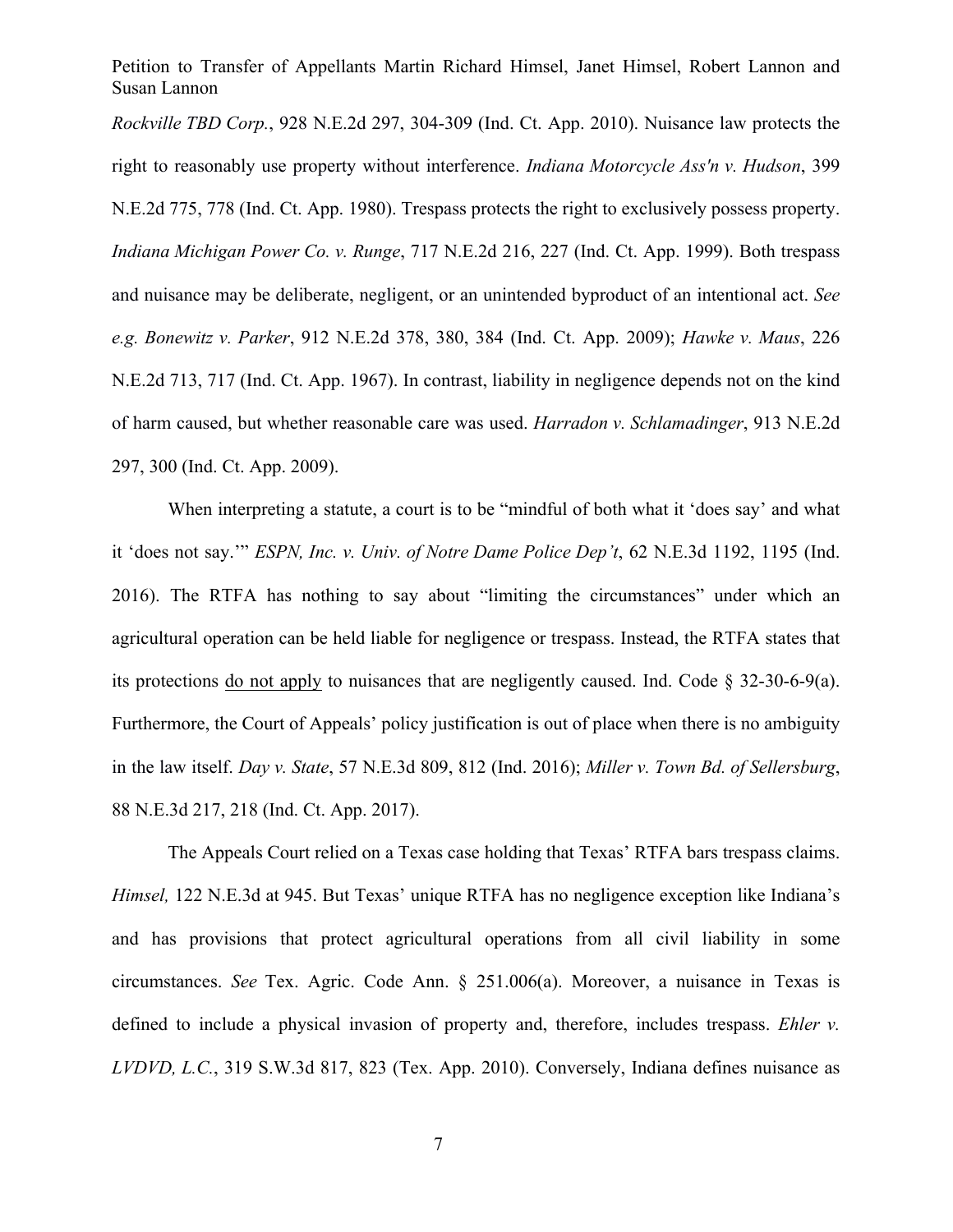*Rockville TBD Corp.*, 928 N.E.2d 297, 304-309 (Ind. Ct. App. 2010). Nuisance law protects the right to reasonably use property without interference. *Indiana Motorcycle Ass'n v. Hudson*, 399 N.E.2d 775, 778 (Ind. Ct. App. 1980). Trespass protects the right to exclusively possess property. *Indiana Michigan Power Co. v. Runge*, 717 N.E.2d 216, 227 (Ind. Ct. App. 1999). Both trespass and nuisance may be deliberate, negligent, or an unintended byproduct of an intentional act. *See e.g. Bonewitz v. Parker*, 912 N.E.2d 378, 380, 384 (Ind. Ct. App. 2009); *Hawke v. Maus*, 226 N.E.2d 713, 717 (Ind. Ct. App. 1967). In contrast, liability in negligence depends not on the kind of harm caused, but whether reasonable care was used. *Harradon v. Schlamadinger*, 913 N.E.2d 297, 300 (Ind. Ct. App. 2009).

When interpreting a statute, a court is to be "mindful of both what it 'does say' and what it 'does not say.'" *ESPN, Inc. v. Univ. of Notre Dame Police Dep't*, 62 N.E.3d 1192, 1195 (Ind. 2016). The RTFA has nothing to say about "limiting the circumstances" under which an agricultural operation can be held liable for negligence or trespass. Instead, the RTFA states that its protections <u>do not apply</u> to nuisances that are negligently caused. Ind. Code § 32-30-6-9(a). Furthermore, the Court of Appeals' policy justification is out of place when there is no ambiguity in the law itself. *Day v. State*, 57 N.E.3d 809, 812 (Ind. 2016); *Miller v. Town Bd. of Sellersburg*, 88 N.E.3d 217, 218 (Ind. Ct. App. 2017).

The Appeals Court relied on a Texas case holding that Texas' RTFA bars trespass claims. *Himsel,* 122 N.E.3d at 945. But Texas' unique RTFA has no negligence exception like Indiana's and has provisions that protect agricultural operations from all civil liability in some circumstances. *See* Tex. Agric. Code Ann. § 251.006(a). Moreover, a nuisance in Texas is defined to include a physical invasion of property and, therefore, includes trespass. *Ehler v. LVDVD, L.C.*, 319 S.W.3d 817, 823 (Tex. App. 2010). Conversely, Indiana defines nuisance as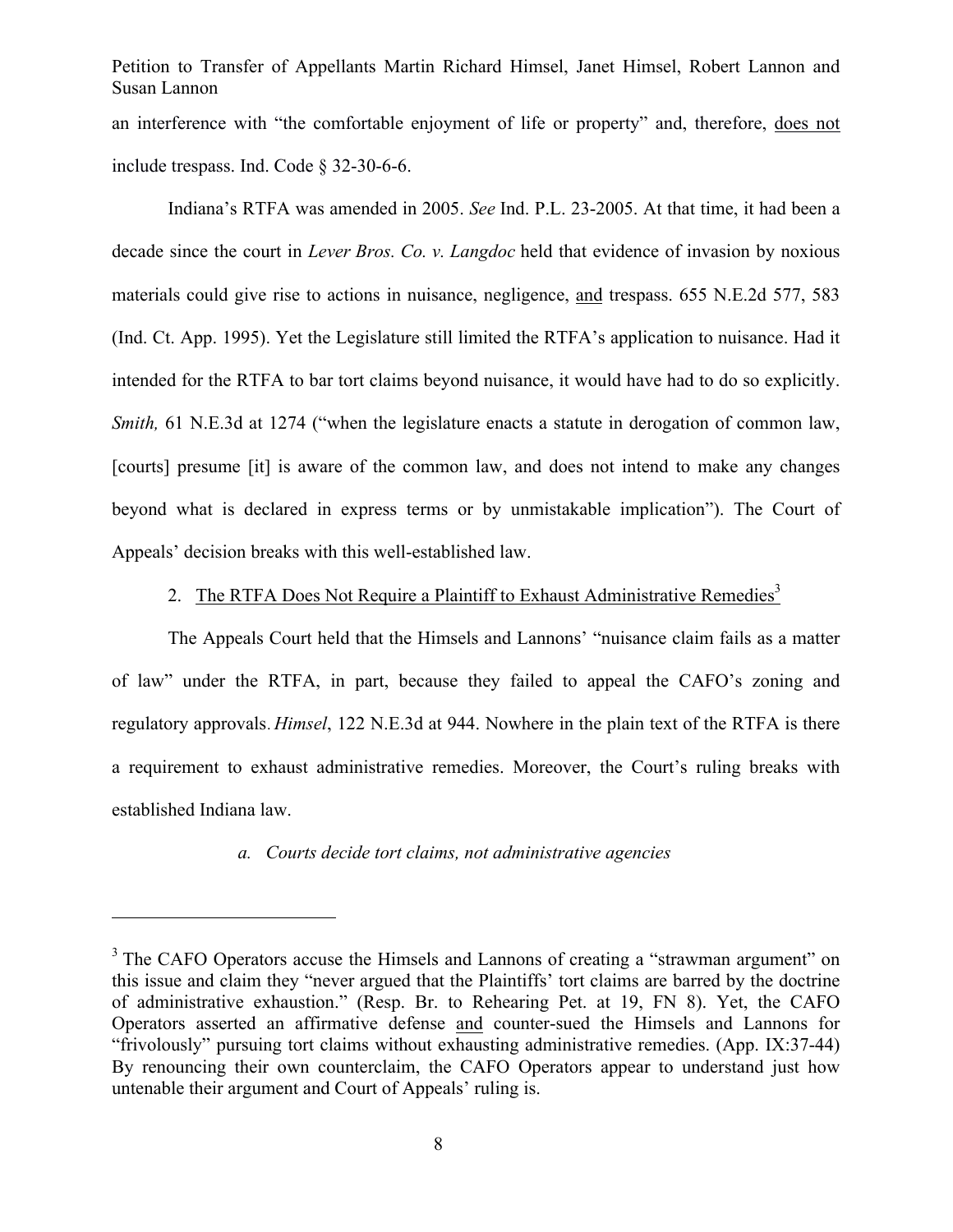an interference with "the comfortable enjoyment of life or property" and, therefore, <u>does not</u> include trespass. Ind. Code § 32-30-6-6.

Indiana's RTFA was amended in 2005. *See* Ind. P.L. 23-2005. At that time, it had been a decade since the court in *Lever Bros. Co. v. Langdoc* held that evidence of invasion by noxious materials could give rise to actions in nuisance, negligence, <u>and</u> trespass. 655 N.E.2d 577, 583 (Ind. Ct. App. 1995). Yet the Legislature still limited the RTFA's application to nuisance. Had it intended for the RTFA to bar tort claims beyond nuisance, it would have had to do so explicitly. *Smith,* 61 N.E.3d at 1274 ("when the legislature enacts a statute in derogation of common law, [courts] presume [it] is aware of the common law, and does not intend to make any changes beyond what is declared in express terms or by unmistakable implication"). The Court of Appeals' decision breaks with this well-established law.

2. <u>The RTFA Does Not Require a Plaintiff to Exhaust Administrative Remedies</u>[3]

The Appeals Court held that the Himsels and Lannons' "nuisance claim fails as a matter of law" under the RTFA, in part, because they failed to appeal the CAFO's zoning and regulatory approvals. *Himsel*, 122 N.E.3d at 944. Nowhere in the plain text of the RTFA is there a requirement to exhaust administrative remedies. Moreover, the Court's ruling breaks with established Indiana law.

*a. Courts decide tort claims, not administrative agencies*

---

[3] The CAFO Operators accuse the Himsels and Lannons of creating a "strawman argument" on this issue and claim they "never argued that the Plaintiffs' tort claims are barred by the doctrine of administrative exhaustion." (Resp. Br. to Rehearing Pet. at 19, FN 8). Yet, the CAFO Operators asserted an affirmative defense <u>and</u> counter-sued the Himsels and Lannons for "frivolously" pursuing tort claims without exhausting administrative remedies. (App. IX:37-44) By renouncing their own counterclaim, the CAFO Operators appear to understand just how untenable their argument and Court of Appeals' ruling is.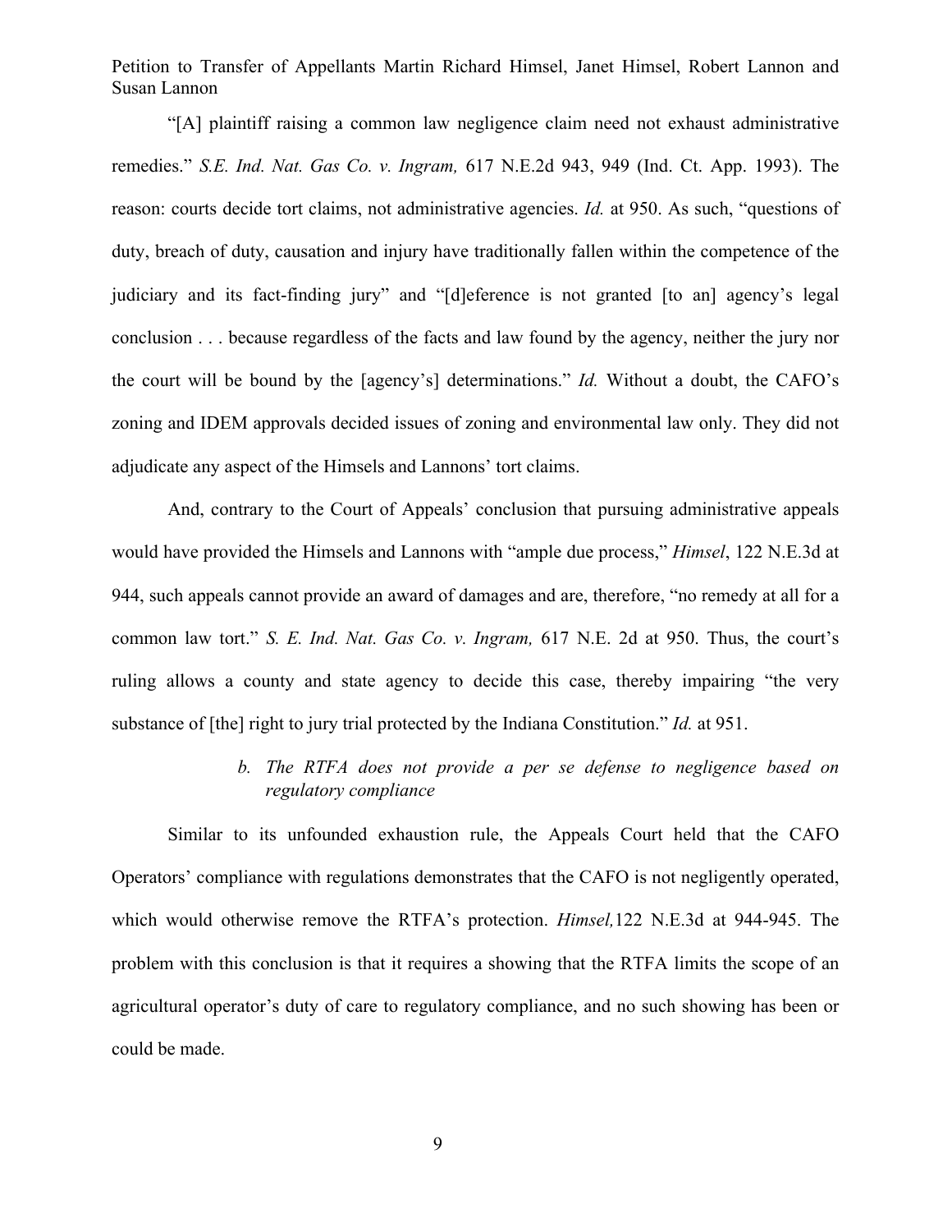"[A] plaintiff raising a common law negligence claim need not exhaust administrative remedies." *S.E. Ind. Nat. Gas Co. v. Ingram,* 617 N.E.2d 943, 949 (Ind. Ct. App. 1993). The reason: courts decide tort claims, not administrative agencies. *Id.* at 950. As such, "questions of duty, breach of duty, causation and injury have traditionally fallen within the competence of the judiciary and its fact-finding jury" and "[d]eference is not granted [to an] agency's legal conclusion . . . because regardless of the facts and law found by the agency, neither the jury nor the court will be bound by the [agency's] determinations." *Id.* Without a doubt, the CAFO's zoning and IDEM approvals decided issues of zoning and environmental law only. They did not adjudicate any aspect of the Himsels and Lannons' tort claims.

And, contrary to the Court of Appeals' conclusion that pursuing administrative appeals would have provided the Himsels and Lannons with "ample due process," *Himsel*, 122 N.E.3d at 944, such appeals cannot provide an award of damages and are, therefore, "no remedy at all for a common law tort." *S. E. Ind. Nat. Gas Co. v. Ingram,* 617 N.E. 2d at 950. Thus, the court's ruling allows a county and state agency to decide this case, thereby impairing "the very substance of [the] right to jury trial protected by the Indiana Constitution." *Id.* at 951.

*b. The RTFA does not provide a per se defense to negligence based on regulatory compliance*

Similar to its unfounded exhaustion rule, the Appeals Court held that the CAFO Operators' compliance with regulations demonstrates that the CAFO is not negligently operated, which would otherwise remove the RTFA's protection. *Himsel,*122 N.E.3d at 944-945. The problem with this conclusion is that it requires a showing that the RTFA limits the scope of an agricultural operator's duty of care to regulatory compliance, and no such showing has been or could be made.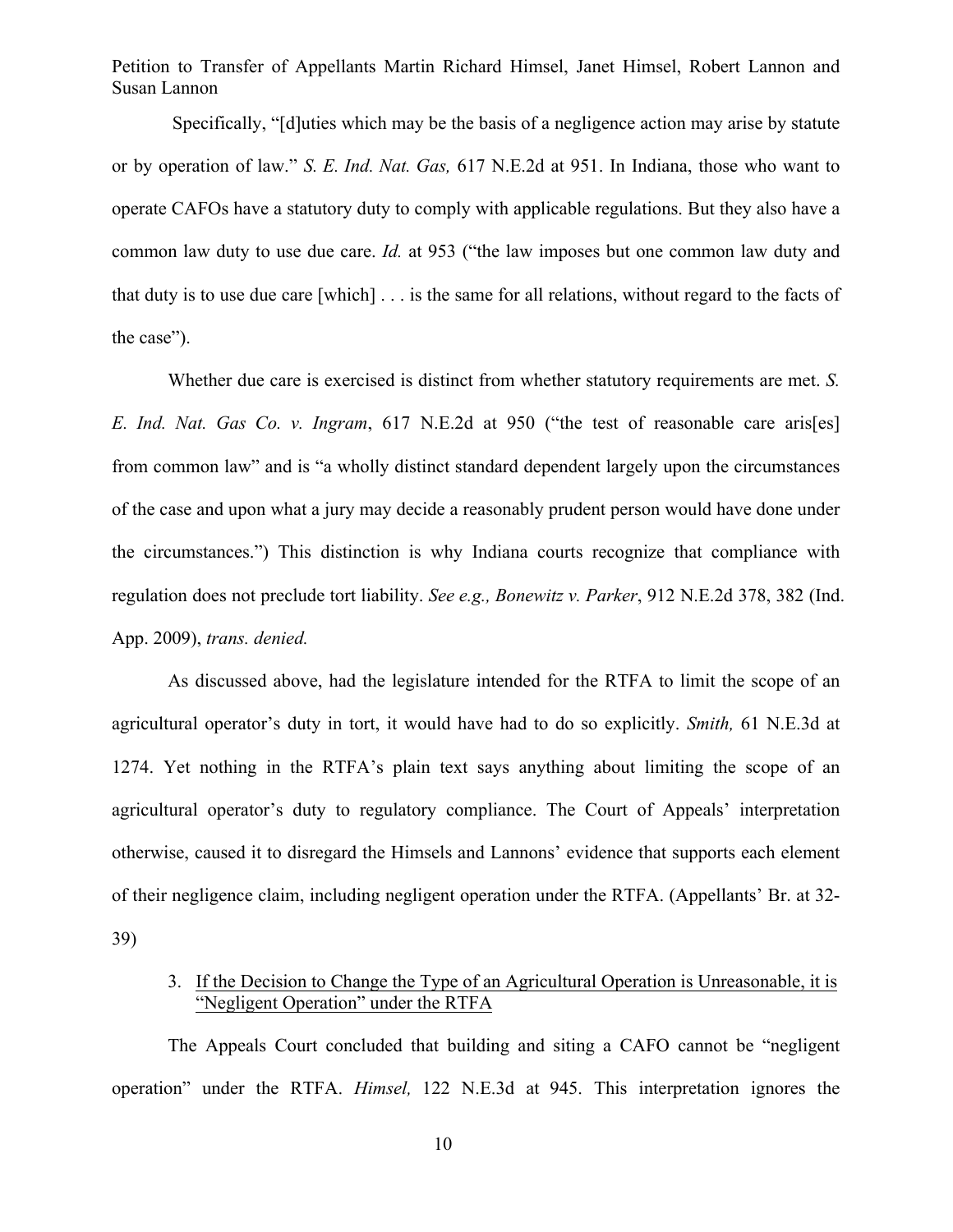Specifically, "[d]uties which may be the basis of a negligence action may arise by statute or by operation of law." *S. E. Ind. Nat. Gas,* 617 N.E.2d at 951. In Indiana, those who want to operate CAFOs have a statutory duty to comply with applicable regulations. But they also have a common law duty to use due care. *Id.* at 953 ("the law imposes but one common law duty and that duty is to use due care [which] . . . is the same for all relations, without regard to the facts of the case").

Whether due care is exercised is distinct from whether statutory requirements are met. *S. E. Ind. Nat. Gas Co. v. Ingram*, 617 N.E.2d at 950 ("the test of reasonable care aris[es] from common law" and is "a wholly distinct standard dependent largely upon the circumstances of the case and upon what a jury may decide a reasonably prudent person would have done under the circumstances.") This distinction is why Indiana courts recognize that compliance with regulation does not preclude tort liability. *See e.g., Bonewitz v. Parker*, 912 N.E.2d 378, 382 (Ind. App. 2009), *trans. denied.*

As discussed above, had the legislature intended for the RTFA to limit the scope of an agricultural operator's duty in tort, it would have had to do so explicitly. *Smith,* 61 N.E.3d at 1274. Yet nothing in the RTFA's plain text says anything about limiting the scope of an agricultural operator's duty to regulatory compliance. The Court of Appeals' interpretation otherwise, caused it to disregard the Himsels and Lannons' evidence that supports each element of their negligence claim, including negligent operation under the RTFA. (Appellants' Br. at 32-39)

3. <u>If the Decision to Change the Type of an Agricultural Operation is Unreasonable, it is "Negligent Operation" under the RTFA</u>

The Appeals Court concluded that building and siting a CAFO cannot be "negligent operation" under the RTFA. *Himsel,* 122 N.E.3d at 945. This interpretation ignores the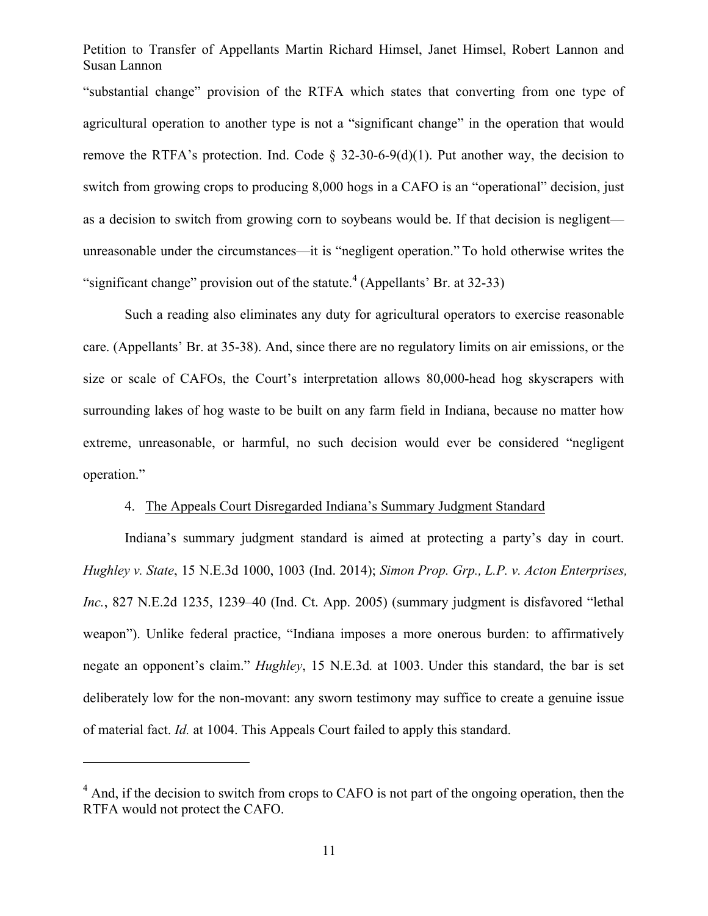"substantial change" provision of the RTFA which states that converting from one type of agricultural operation to another type is not a "significant change" in the operation that would remove the RTFA's protection. Ind. Code § 32-30-6-9(d)(1). Put another way, the decision to switch from growing crops to producing 8,000 hogs in a CAFO is an "operational" decision, just as a decision to switch from growing corn to soybeans would be. If that decision is negligent—unreasonable under the circumstances—it is "negligent operation." To hold otherwise writes the "significant change" provision out of the statute.[4] (Appellants' Br. at 32-33)

Such a reading also eliminates any duty for agricultural operators to exercise reasonable care. (Appellants' Br. at 35-38). And, since there are no regulatory limits on air emissions, or the size or scale of CAFOs, the Court's interpretation allows 80,000-head hog skyscrapers with surrounding lakes of hog waste to be built on any farm field in Indiana, because no matter how extreme, unreasonable, or harmful, no such decision would ever be considered "negligent operation."

4. The Appeals Court Disregarded Indiana's Summary Judgment Standard

Indiana's summary judgment standard is aimed at protecting a party's day in court. *Hughley v. State*, 15 N.E.3d 1000, 1003 (Ind. 2014); *Simon Prop. Grp., L.P. v. Acton Enterprises, Inc.*, 827 N.E.2d 1235, 1239–40 (Ind. Ct. App. 2005) (summary judgment is disfavored "lethal weapon"). Unlike federal practice, "Indiana imposes a more onerous burden: to affirmatively negate an opponent's claim." *Hughley*, 15 N.E.3d. at 1003. Under this standard, the bar is set deliberately low for the non-movant: any sworn testimony may suffice to create a genuine issue of material fact. *Id.* at 1004. This Appeals Court failed to apply this standard.

---

[4] And, if the decision to switch from crops to CAFO is not part of the ongoing operation, then the RTFA would not protect the CAFO.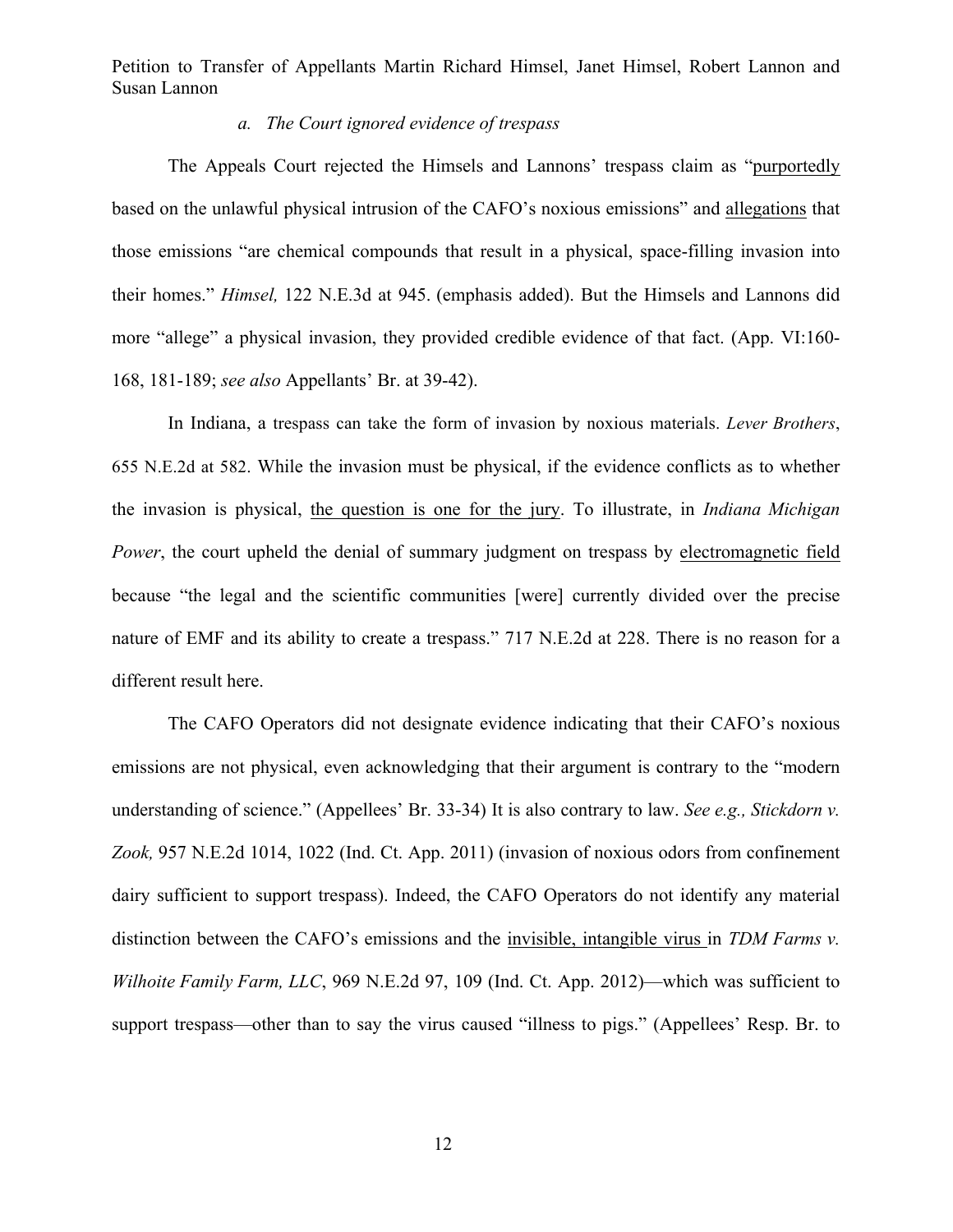*a. The Court ignored evidence of trespass*

The Appeals Court rejected the Himsels and Lannons' trespass claim as "<u>purportedly</u> based on the unlawful physical intrusion of the CAFO's noxious emissions" and <u>allegations</u> that those emissions "are chemical compounds that result in a physical, space-filling invasion into their homes." *Himsel,* 122 N.E.3d at 945. (emphasis added). But the Himsels and Lannons did more "allege" a physical invasion, they provided credible evidence of that fact. (App. VI:160-168, 181-189; *see also* Appellants' Br. at 39-42).

In Indiana, a trespass can take the form of invasion by noxious materials. *Lever Brothers*, 655 N.E.2d at 582. While the invasion must be physical, if the evidence conflicts as to whether the invasion is physical, <u>the question is one for the jury</u>. To illustrate, in *Indiana Michigan Power*, the court upheld the denial of summary judgment on trespass by <u>electromagnetic field</u> because "the legal and the scientific communities [were] currently divided over the precise nature of EMF and its ability to create a trespass." 717 N.E.2d at 228. There is no reason for a different result here.

The CAFO Operators did not designate evidence indicating that their CAFO's noxious emissions are not physical, even acknowledging that their argument is contrary to the "modern understanding of science." (Appellees' Br. 33-34) It is also contrary to law. *See e.g., Stickdorn v. Zook,* 957 N.E.2d 1014, 1022 (Ind. Ct. App. 2011) (invasion of noxious odors from confinement dairy sufficient to support trespass). Indeed, the CAFO Operators do not identify any material distinction between the CAFO's emissions and the <u>invisible, intangible virus</u> in *TDM Farms v. Wilhoite Family Farm, LLC*, 969 N.E.2d 97, 109 (Ind. Ct. App. 2012)—which was sufficient to support trespass—other than to say the virus caused "illness to pigs." (Appellees' Resp. Br. to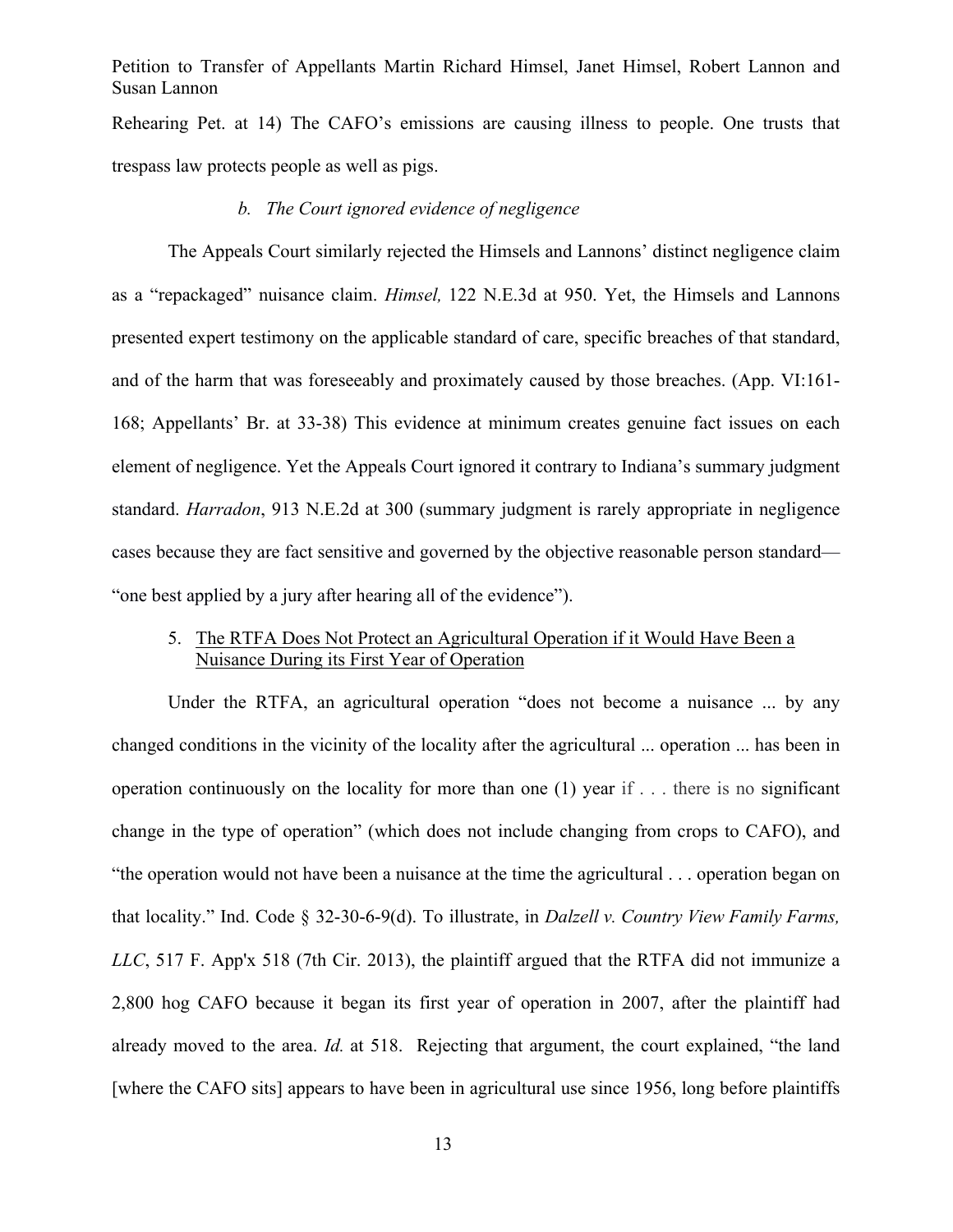Rehearing Pet. at 14) The CAFO's emissions are causing illness to people. One trusts that trespass law protects people as well as pigs.

*b. The Court ignored evidence of negligence*

The Appeals Court similarly rejected the Himsels and Lannons' distinct negligence claim as a "repackaged" nuisance claim. *Himsel,* 122 N.E.3d at 950. Yet, the Himsels and Lannons presented expert testimony on the applicable standard of care, specific breaches of that standard, and of the harm that was foreseeably and proximately caused by those breaches. (App. VI:161-168; Appellants' Br. at 33-38) This evidence at minimum creates genuine fact issues on each element of negligence. Yet the Appeals Court ignored it contrary to Indiana's summary judgment standard. *Harradon*, 913 N.E.2d at 300 (summary judgment is rarely appropriate in negligence cases because they are fact sensitive and governed by the objective reasonable person standard—"one best applied by a jury after hearing all of the evidence").

5. <u>The RTFA Does Not Protect an Agricultural Operation if it Would Have Been a Nuisance During its First Year of Operation</u>

Under the RTFA, an agricultural operation "does not become a nuisance ... by any changed conditions in the vicinity of the locality after the agricultural ... operation ... has been in operation continuously on the locality for more than one (1) year if . . . there is no significant change in the type of operation" (which does not include changing from crops to CAFO), and "the operation would not have been a nuisance at the time the agricultural . . . operation began on that locality." Ind. Code § 32-30-6-9(d). To illustrate, in *Dalzell v. Country View Family Farms, LLC*, 517 F. App'x 518 (7th Cir. 2013), the plaintiff argued that the RTFA did not immunize a 2,800 hog CAFO because it began its first year of operation in 2007, after the plaintiff had already moved to the area. *Id.* at 518. Rejecting that argument, the court explained, "the land [where the CAFO sits] appears to have been in agricultural use since 1956, long before plaintiffs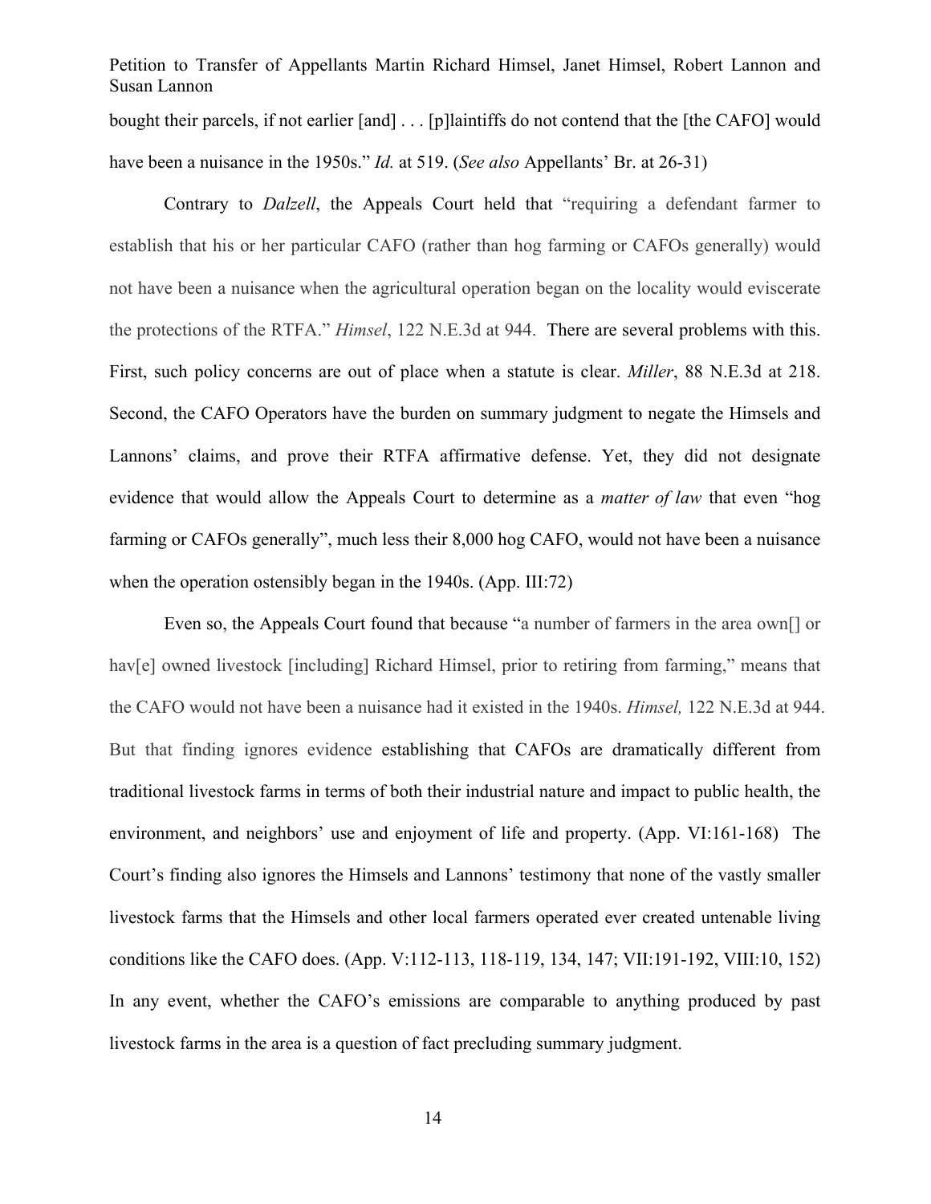bought their parcels, if not earlier [and] . . . [p]laintiffs do not contend that the [the CAFO] would have been a nuisance in the 1950s." *Id.* at 519. (*See also* Appellants' Br. at 26-31)

Contrary to *Dalzell*, the Appeals Court held that "requiring a defendant farmer to establish that his or her particular CAFO (rather than hog farming or CAFOs generally) would not have been a nuisance when the agricultural operation began on the locality would eviscerate the protections of the RTFA." *Himsel*, 122 N.E.3d at 944. There are several problems with this. First, such policy concerns are out of place when a statute is clear. *Miller*, 88 N.E.3d at 218. Second, the CAFO Operators have the burden on summary judgment to negate the Himsels and Lannons' claims, and prove their RTFA affirmative defense. Yet, they did not designate evidence that would allow the Appeals Court to determine as a *matter of law* that even "hog farming or CAFOs generally", much less their 8,000 hog CAFO, would not have been a nuisance when the operation ostensibly began in the 1940s. (App. III:72)

Even so, the Appeals Court found that because "a number of farmers in the area own[] or hav[e] owned livestock [including] Richard Himsel, prior to retiring from farming," means that the CAFO would not have been a nuisance had it existed in the 1940s. *Himsel,* 122 N.E.3d at 944. But that finding ignores evidence establishing that CAFOs are dramatically different from traditional livestock farms in terms of both their industrial nature and impact to public health, the environment, and neighbors' use and enjoyment of life and property. (App. VI:161-168) The Court's finding also ignores the Himsels and Lannons' testimony that none of the vastly smaller livestock farms that the Himsels and other local farmers operated ever created untenable living conditions like the CAFO does. (App. V:112-113, 118-119, 134, 147; VII:191-192, VIII:10, 152) In any event, whether the CAFO's emissions are comparable to anything produced by past livestock farms in the area is a question of fact precluding summary judgment.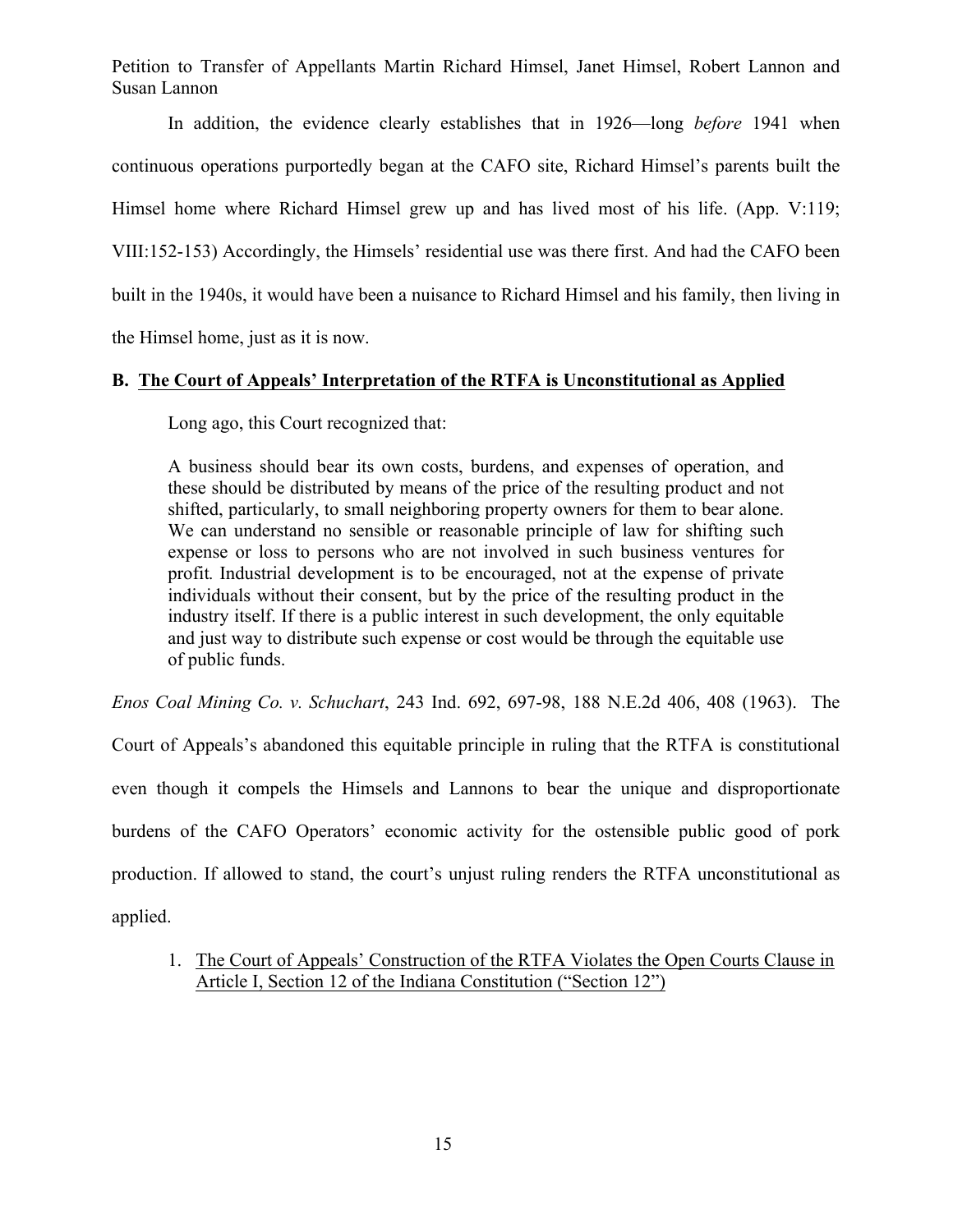In addition, the evidence clearly establishes that in 1926—long *before* 1941 when continuous operations purportedly began at the CAFO site, Richard Himsel's parents built the Himsel home where Richard Himsel grew up and has lived most of his life. (App. V:119; VIII:152-153) Accordingly, the Himsels' residential use was there first. And had the CAFO been built in the 1940s, it would have been a nuisance to Richard Himsel and his family, then living in the Himsel home, just as it is now.

### B. <u>The Court of Appeals' Interpretation of the RTFA is Unconstitutional as Applied</u>

Long ago, this Court recognized that:

> A business should bear its own costs, burdens, and expenses of operation, and these should be distributed by means of the price of the resulting product and not shifted, particularly, to small neighboring property owners for them to bear alone. We can understand no sensible or reasonable principle of law for shifting such expense or loss to persons who are not involved in such business ventures for profit. Industrial development is to be encouraged, not at the expense of private individuals without their consent, but by the price of the resulting product in the industry itself. If there is a public interest in such development, the only equitable and just way to distribute such expense or cost would be through the equitable use of public funds.

*Enos Coal Mining Co. v. Schuchart*, 243 Ind. 692, 697-98, 188 N.E.2d 406, 408 (1963). The Court of Appeals's abandoned this equitable principle in ruling that the RTFA is constitutional even though it compels the Himsels and Lannons to bear the unique and disproportionate burdens of the CAFO Operators' economic activity for the ostensible public good of pork production. If allowed to stand, the court's unjust ruling renders the RTFA unconstitutional as applied.

1. <u>The Court of Appeals' Construction of the RTFA Violates the Open Courts Clause in Article I, Section 12 of the Indiana Constitution ("Section 12")</u>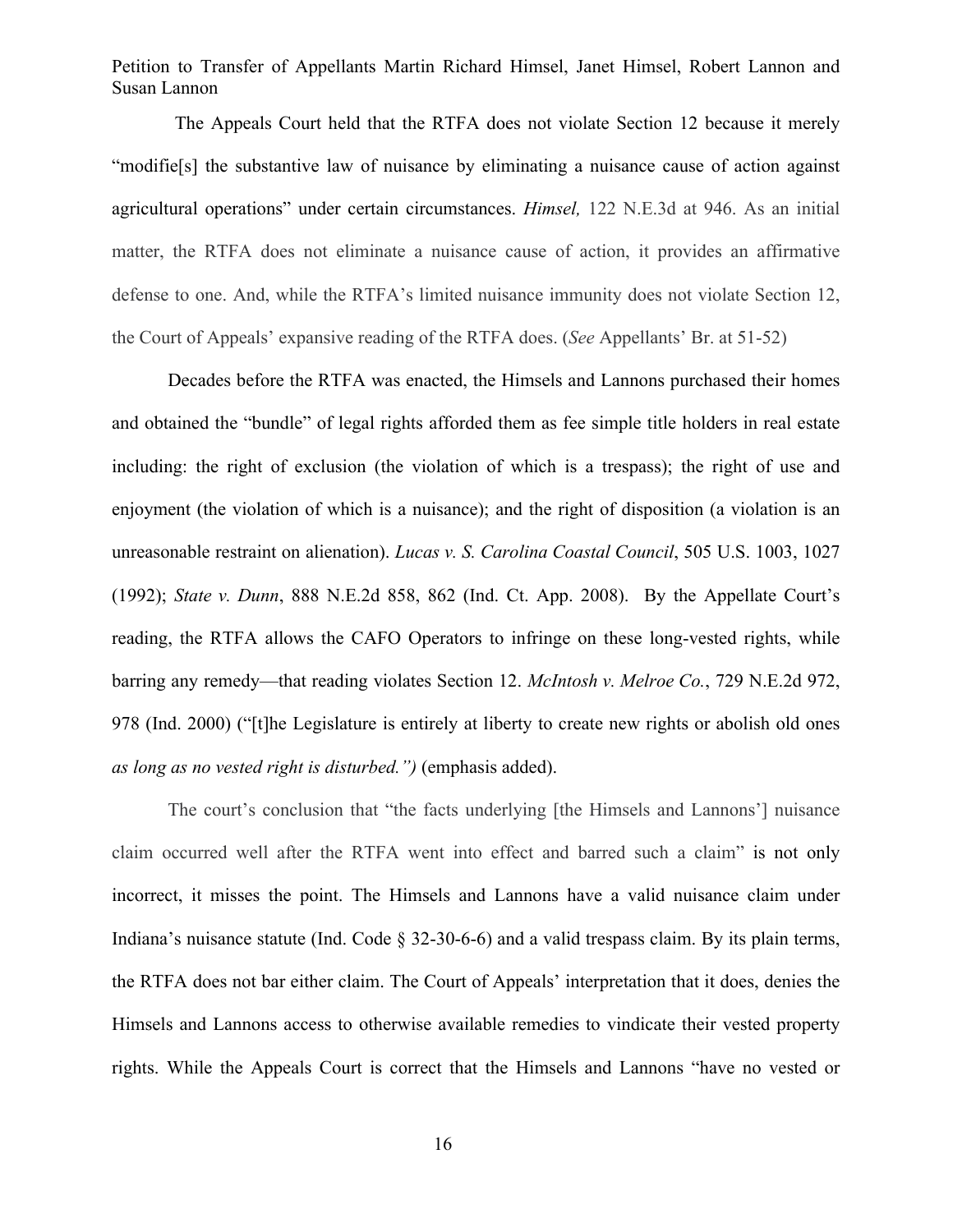The Appeals Court held that the RTFA does not violate Section 12 because it merely "modifie[s] the substantive law of nuisance by eliminating a nuisance cause of action against agricultural operations" under certain circumstances. *Himsel,* 122 N.E.3d at 946. As an initial matter, the RTFA does not eliminate a nuisance cause of action, it provides an affirmative defense to one. And, while the RTFA's limited nuisance immunity does not violate Section 12, the Court of Appeals' expansive reading of the RTFA does. (*See* Appellants' Br. at 51-52)

Decades before the RTFA was enacted, the Himsels and Lannons purchased their homes and obtained the "bundle" of legal rights afforded them as fee simple title holders in real estate including: the right of exclusion (the violation of which is a trespass); the right of use and enjoyment (the violation of which is a nuisance); and the right of disposition (a violation is an unreasonable restraint on alienation). *Lucas v. S. Carolina Coastal Council*, 505 U.S. 1003, 1027 (1992); *State v. Dunn*, 888 N.E.2d 858, 862 (Ind. Ct. App. 2008). By the Appellate Court's reading, the RTFA allows the CAFO Operators to infringe on these long-vested rights, while barring any remedy—that reading violates Section 12. *McIntosh v. Melroe Co.*, 729 N.E.2d 972, 978 (Ind. 2000) ("[t]he Legislature is entirely at liberty to create new rights or abolish old ones *as long as no vested right is disturbed.")* (emphasis added).

The court's conclusion that "the facts underlying [the Himsels and Lannons'] nuisance claim occurred well after the RTFA went into effect and barred such a claim" is not only incorrect, it misses the point. The Himsels and Lannons have a valid nuisance claim under Indiana's nuisance statute (Ind. Code § 32-30-6-6) and a valid trespass claim. By its plain terms, the RTFA does not bar either claim. The Court of Appeals' interpretation that it does, denies the Himsels and Lannons access to otherwise available remedies to vindicate their vested property rights. While the Appeals Court is correct that the Himsels and Lannons "have no vested or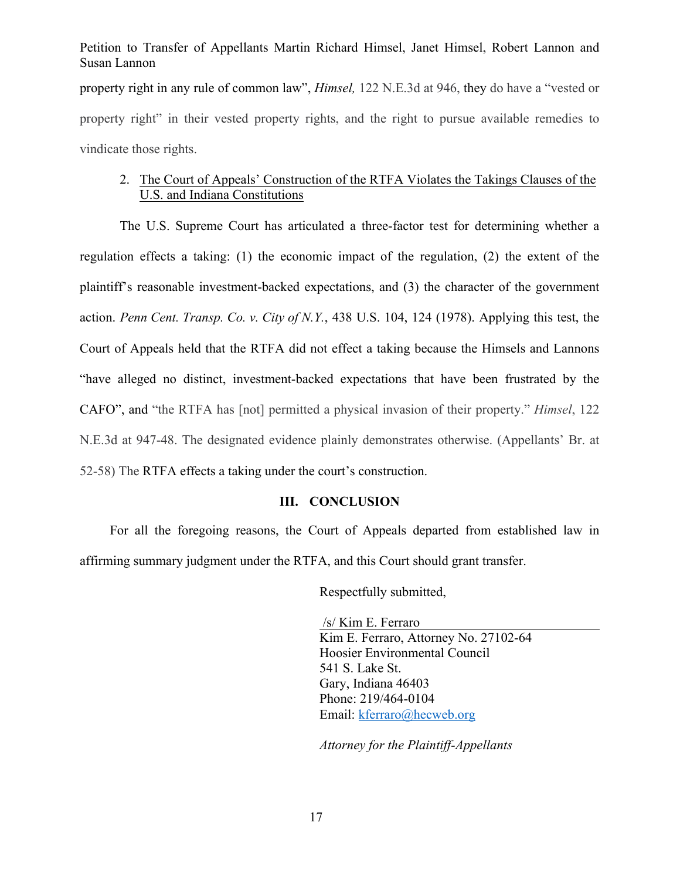property right in any rule of common law", *Himsel,* 122 N.E.3d at 946, they do have a "vested or property right" in their vested property rights, and the right to pursue available remedies to vindicate those rights.

2. The Court of Appeals' Construction of the RTFA Violates the Takings Clauses of the U.S. and Indiana Constitutions

The U.S. Supreme Court has articulated a three-factor test for determining whether a regulation effects a taking: (1) the economic impact of the regulation, (2) the extent of the plaintiff's reasonable investment-backed expectations, and (3) the character of the government action. *Penn Cent. Transp. Co. v. City of N.Y.*, 438 U.S. 104, 124 (1978). Applying this test, the Court of Appeals held that the RTFA did not effect a taking because the Himsels and Lannons "have alleged no distinct, investment-backed expectations that have been frustrated by the CAFO", and "the RTFA has [not] permitted a physical invasion of their property." *Himsel*, 122 N.E.3d at 947-48. The designated evidence plainly demonstrates otherwise. (Appellants' Br. at 52-58) The RTFA effects a taking under the court's construction.

## III. CONCLUSION

For all the foregoing reasons, the Court of Appeals departed from established law in affirming summary judgment under the RTFA, and this Court should grant transfer.

Respectfully submitted,

/s/ Kim E. Ferraro
Kim E. Ferraro, Attorney No. 27102-64
Hoosier Environmental Council
541 S. Lake St.
Gary, Indiana 46403
Phone: 219/464-0104
Email: kferraro@hecweb.org

*Attorney for the Plaintiff-Appellants*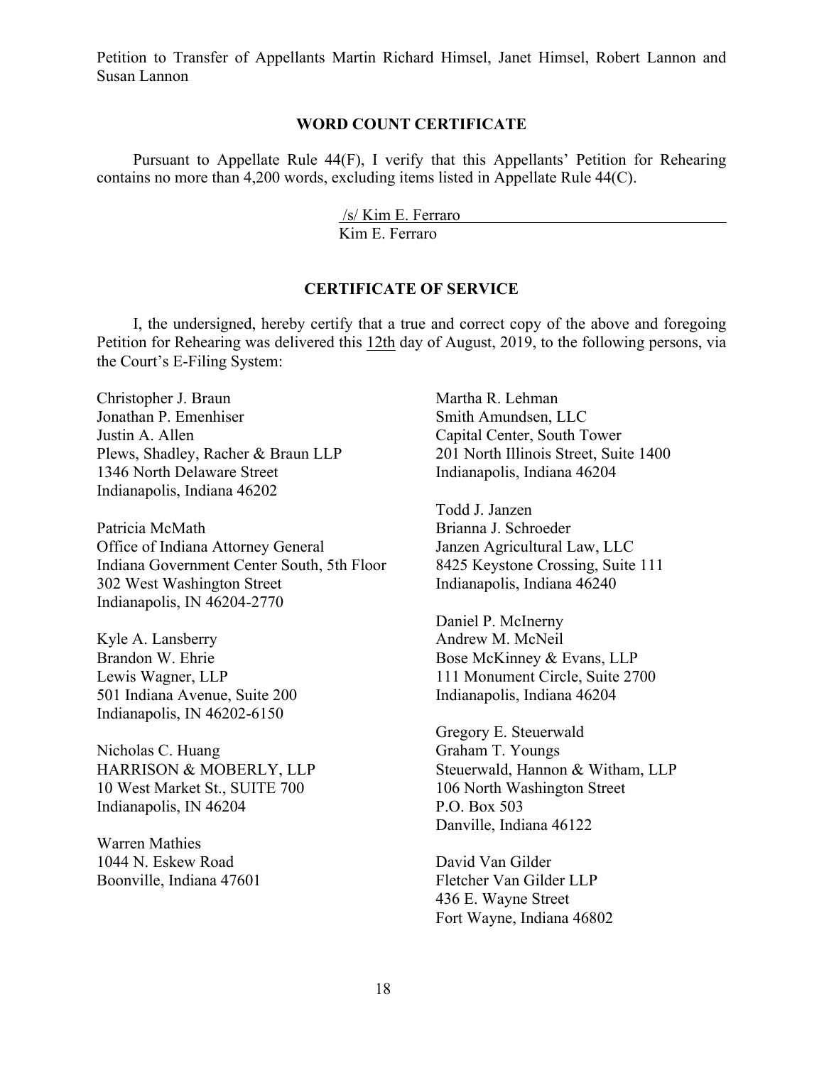Petition to Transfer of Appellants Martin Richard Himsel, Janet Himsel, Robert Lannon and Susan Lannon

## WORD COUNT CERTIFICATE

Pursuant to Appellate Rule 44(F), I verify that this Appellants' Petition for Rehearing contains no more than 4,200 words, excluding items listed in Appellate Rule 44(C).

/s/ Kim E. Ferraro
Kim E. Ferraro

## CERTIFICATE OF SERVICE

I, the undersigned, hereby certify that a true and correct copy of the above and foregoing Petition for Rehearing was delivered this 12th day of August, 2019, to the following persons, via the Court's E-Filing System:

Christopher J. Braun
Jonathan P. Emenhiser
Justin A. Allen
Plews, Shadley, Racher & Braun LLP
1346 North Delaware Street
Indianapolis, Indiana 46202

Patricia McMath
Office of Indiana Attorney General
Indiana Government Center South, 5th Floor
302 West Washington Street
Indianapolis, IN 46204-2770

Kyle A. Lansberry
Brandon W. Ehrie
Lewis Wagner, LLP
501 Indiana Avenue, Suite 200
Indianapolis, IN 46202-6150

Nicholas C. Huang
HARRISON & MOBERLY, LLP
10 West Market St., SUITE 700
Indianapolis, IN 46204

Warren Mathies
1044 N. Eskew Road
Boonville, Indiana 47601

Martha R. Lehman
Smith Amundsen, LLC
Capital Center, South Tower
201 North Illinois Street, Suite 1400
Indianapolis, Indiana 46204

Todd J. Janzen
Brianna J. Schroeder
Janzen Agricultural Law, LLC
8425 Keystone Crossing, Suite 111
Indianapolis, Indiana 46240

Daniel P. McInerny
Andrew M. McNeil
Bose McKinney & Evans, LLP
111 Monument Circle, Suite 2700
Indianapolis, Indiana 46204

Gregory E. Steuerwald
Graham T. Youngs
Steuerwald, Hannon & Witham, LLP
106 North Washington Street
P.O. Box 503
Danville, Indiana 46122

David Van Gilder
Fletcher Van Gilder LLP
436 E. Wayne Street
Fort Wayne, Indiana 46802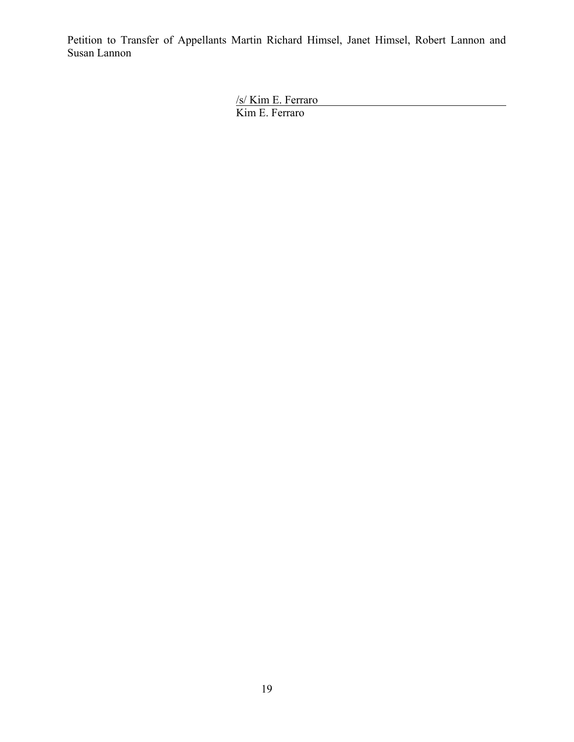Petition to Transfer of Appellants Martin Richard Himsel, Janet Himsel, Robert Lannon and Susan Lannon

/s/ Kim E. Ferraro
Kim E. Ferraro